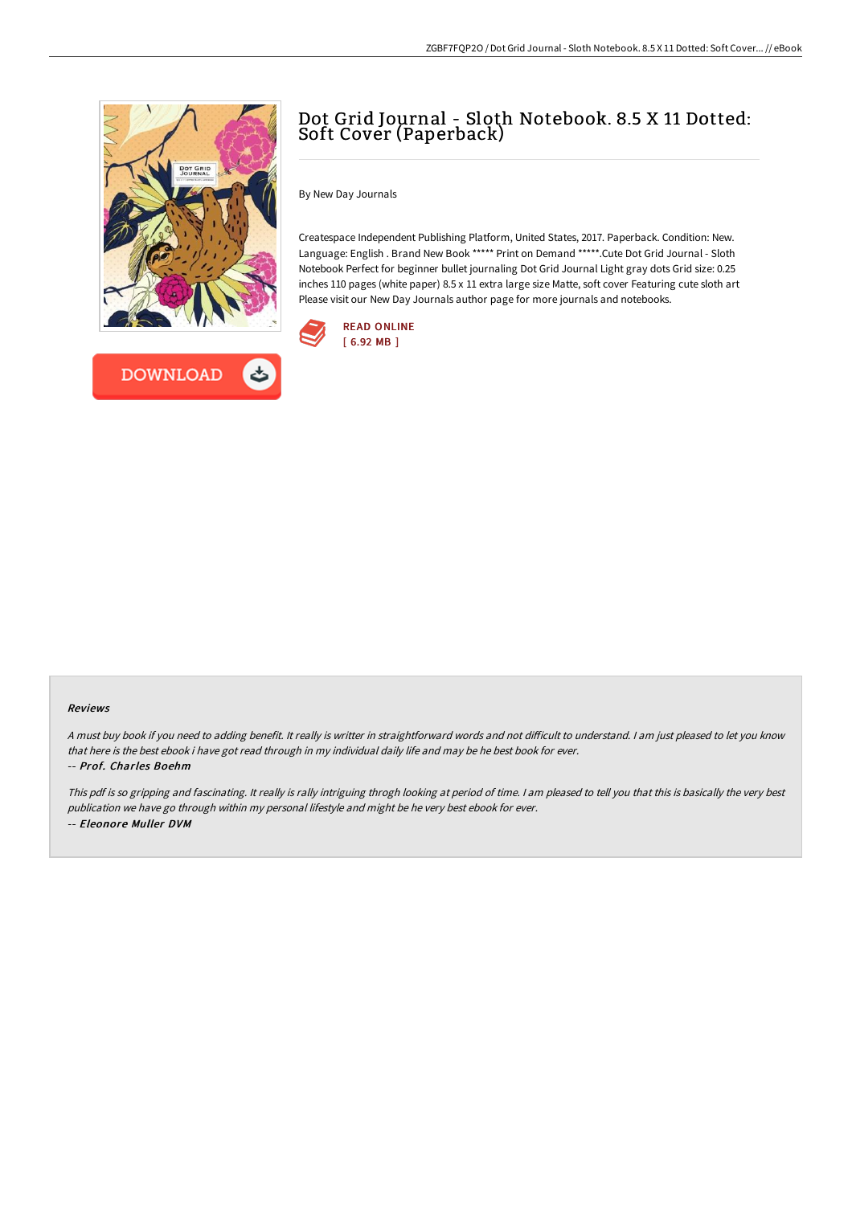# Dot Grid Journal - Sloth Notebook. 8.5 X 11 Dotted: Soft Cover (Paperback)

By New Day Journals

Createspace Independent Publishing Platform, United States, 2017. Paperback. Condition: New. Language: English . Brand New Book ***** Print on Demand *****.Cute Dot Grid Journal - Sloth Notebook Perfect for beginner bullet journaling Dot Grid Journal Light gray dots Grid size: 0.25 inches 110 pages (white paper) 8.5 x 11 extra large size Matte, soft cover Featuring cute sloth art Please visit our New Day Journals author page for more journals and notebooks.

READ ONLINE
[ 6.92 MB ]

DOWNLOAD

## Reviews

*A must buy book if you need to adding benefit. It really is writter in straightforward words and not difficult to understand. I am just pleased to let you know that here is the best ebook i have got read through in my individual daily life and may be he best book for ever.*

*-- **Prof. Charles Boehm***

*This pdf is so gripping and fascinating. It really is rally intriguing throgh looking at period of time. I am pleased to tell you that this is basically the very best publication we have go through within my personal lifestyle and might be he very best ebook for ever.*

*-- **Eleonore Muller DVM***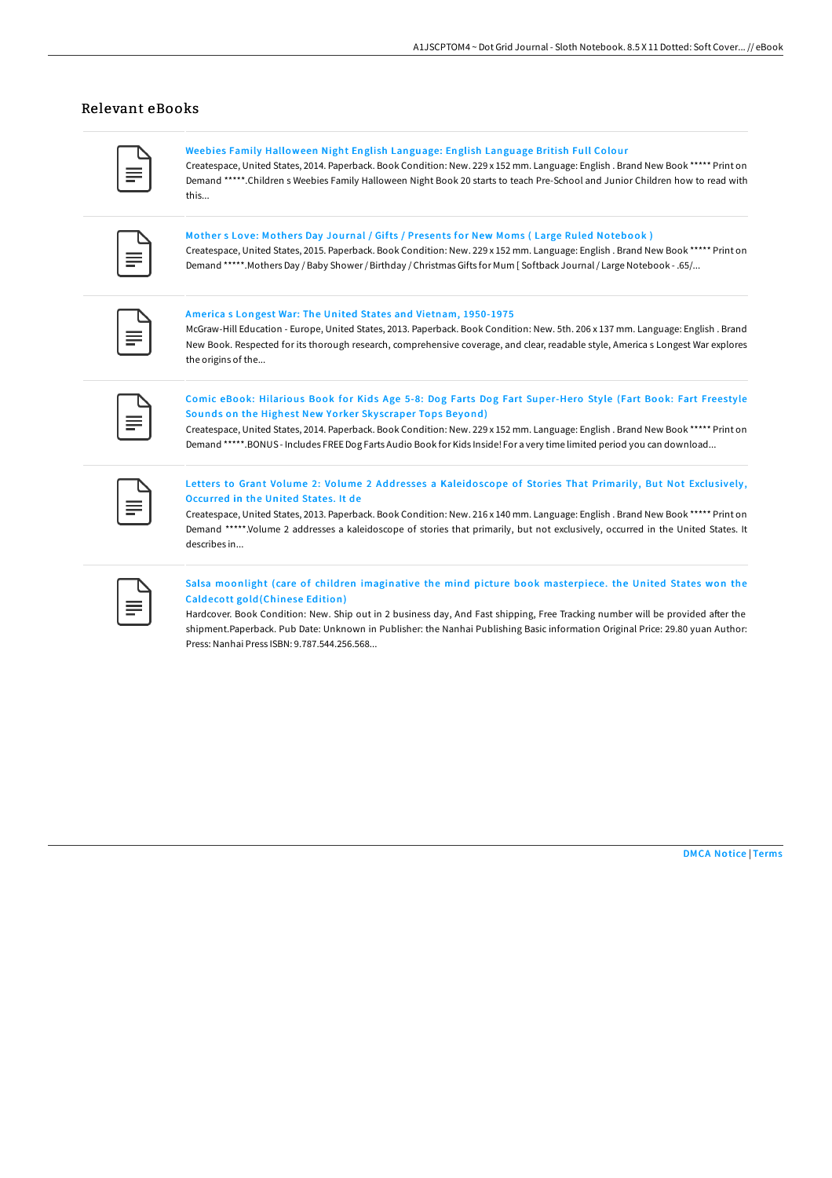## Relevant eBooks

### Weebies Family Halloween Night English Language: English Language British Full Colour

Createspace, United States, 2014. Paperback. Book Condition: New. 229 x 152 mm. Language: English . Brand New Book ***** Print on Demand *****.Children s Weebies Family Halloween Night Book 20 starts to teach Pre-School and Junior Children how to read with this...

### Mother s Love: Mothers Day Journal / Gifts / Presents for New Moms ( Large Ruled Notebook )

Createspace, United States, 2015. Paperback. Book Condition: New. 229 x 152 mm. Language: English . Brand New Book ***** Print on Demand *****.Mothers Day / Baby Shower / Birthday / Christmas Gifts for Mum [ Softback Journal / Large Notebook - .65/...

### America s Longest War: The United States and Vietnam, 1950-1975

McGraw-Hill Education - Europe, United States, 2013. Paperback. Book Condition: New. 5th. 206 x 137 mm. Language: English . Brand New Book. Respected for its thorough research, comprehensive coverage, and clear, readable style, America s Longest War explores the origins of the...

### Comic eBook: Hilarious Book for Kids Age 5-8: Dog Farts Dog Fart Super-Hero Style (Fart Book: Fart Freestyle Sounds on the Highest New Yorker Skyscraper Tops Beyond)

Createspace, United States, 2014. Paperback. Book Condition: New. 229 x 152 mm. Language: English . Brand New Book ***** Print on Demand *****.BONUS - Includes FREE Dog Farts Audio Book for Kids Inside! For a very time limited period you can download...

### Letters to Grant Volume 2: Volume 2 Addresses a Kaleidoscope of Stories That Primarily, But Not Exclusively, Occurred in the United States. It de

Createspace, United States, 2013. Paperback. Book Condition: New. 216 x 140 mm. Language: English . Brand New Book ***** Print on Demand *****.Volume 2 addresses a kaleidoscope of stories that primarily, but not exclusively, occurred in the United States. It describes in...

### Salsa moonlight (care of children imaginative the mind picture book masterpiece. the United States won the Caldecott gold(Chinese Edition)

Hardcover. Book Condition: New. Ship out in 2 business day, And Fast shipping, Free Tracking number will be provided after the shipment.Paperback. Pub Date: Unknown in Publisher: the Nanhai Publishing Basic information Original Price: 29.80 yuan Author: Press: Nanhai Press ISBN: 9.787.544.256.568...

DMCA Notice | Terms